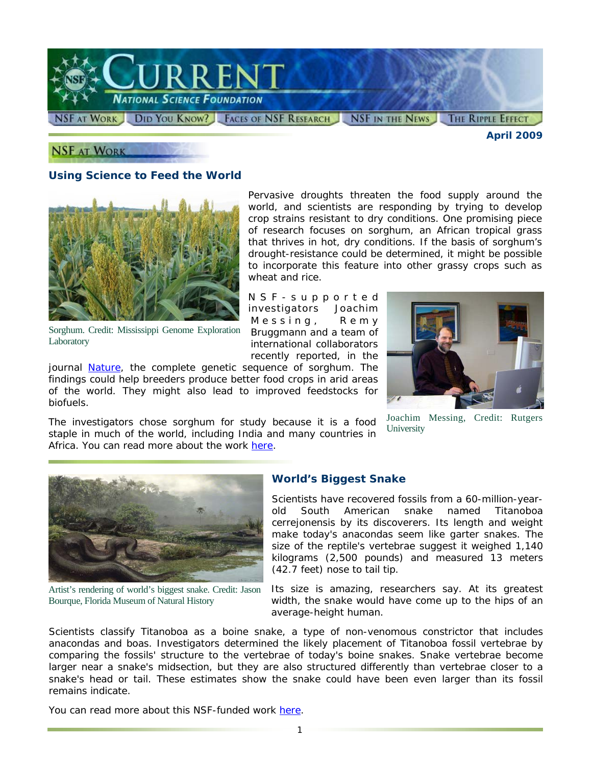# CURRENT
## National Science Foundation

NSF at Work | Did You Know? | Faces of NSF Research | NSF in the News | The Ripple Effect

**April 2009**

## NSF at Work

### Using Science to Feed the World

Sorghum. Credit: Mississippi Genome Exploration Laboratory

Pervasive droughts threaten the food supply around the world, and scientists are responding by trying to develop crop strains resistant to dry conditions. One promising piece of research focuses on sorghum, an African tropical grass that thrives in hot, dry conditions. If the basis of sorghum's drought-resistance could be determined, it might be possible to incorporate this feature into other grassy crops such as wheat and rice.

NSF-supported investigators Joachim Messing, Remy Bruggmann and a team of international collaborators recently reported, in the journal Nature, the complete genetic sequence of sorghum. The findings could help breeders produce better food crops in arid areas of the world. They might also lead to improved feedstocks for biofuels.

Joachim Messing, Credit: Rutgers University

The investigators chose sorghum for study because it is a food staple in much of the world, including India and many countries in Africa. You can read more about the work here.

### World's Biggest Snake

Artist's rendering of world's biggest snake. Credit: Jason Bourque, Florida Museum of Natural History

Scientists have recovered fossils from a 60-million-year-old South American snake named Titanoboa cerrejonensis by its discoverers. Its length and weight make today's anacondas seem like garter snakes. The size of the reptile's vertebrae suggest it weighed 1,140 kilograms (2,500 pounds) and measured 13 meters (42.7 feet) nose to tail tip.

Its size is amazing, researchers say. At its greatest width, the snake would have come up to the hips of an average-height human.

Scientists classify Titanoboa as a boine snake, a type of non-venomous constrictor that includes anacondas and boas. Investigators determined the likely placement of Titanoboa fossil vertebrae by comparing the fossils' structure to the vertebrae of today's boine snakes. Snake vertebrae become larger near a snake's midsection, but they are also structured differently than vertebrae closer to a snake's head or tail. These estimates show the snake could have been even larger than its fossil remains indicate.

You can read more about this NSF-funded work here.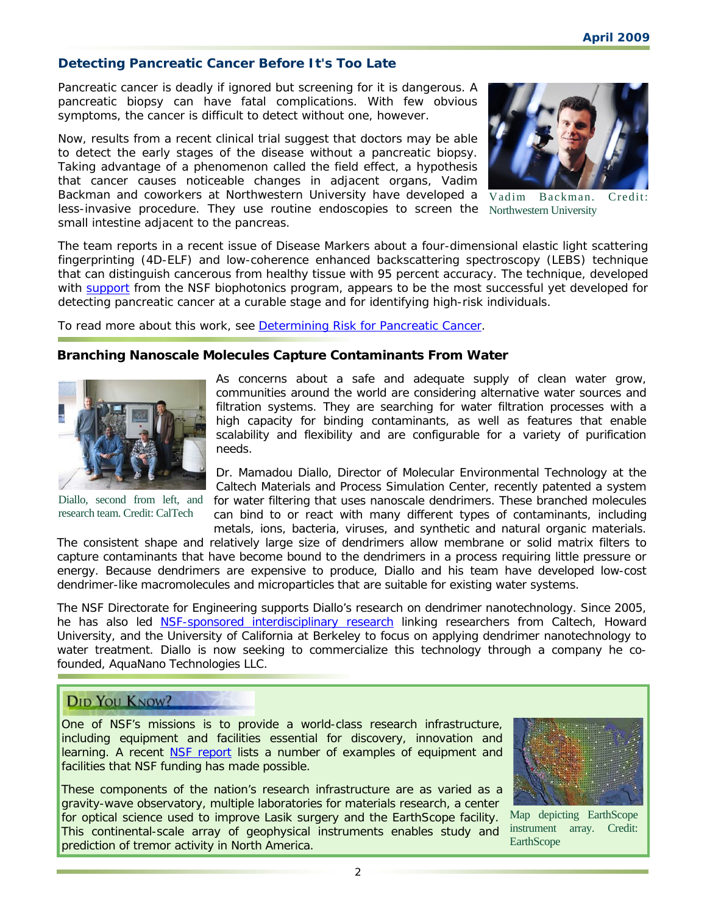## Detecting Pancreatic Cancer Before It's Too Late

Pancreatic cancer is deadly if ignored but screening for it is dangerous. A pancreatic biopsy can have fatal complications. With few obvious symptoms, the cancer is difficult to detect without one, however.

Now, results from a recent clinical trial suggest that doctors may be able to detect the early stages of the disease without a pancreatic biopsy. Taking advantage of a phenomenon called the field effect, a hypothesis that cancer causes noticeable changes in adjacent organs, Vadim Backman and coworkers at Northwestern University have developed a less-invasive procedure. They use routine endoscopies to screen the small intestine adjacent to the pancreas.

Vadim Backman. Credit: Northwestern University

The team reports in a recent issue of Disease Markers about a four-dimensional elastic light scattering fingerprinting (4D-ELF) and low-coherence enhanced backscattering spectroscopy (LEBS) technique that can distinguish cancerous from healthy tissue with 95 percent accuracy. The technique, developed with support from the NSF biophotonics program, appears to be the most successful yet developed for detecting pancreatic cancer at a curable stage and for identifying high-risk individuals.

To read more about this work, see Determining Risk for Pancreatic Cancer.

## Branching Nanoscale Molecules Capture Contaminants From Water

Diallo, second from left, and research team. Credit: CalTech

As concerns about a safe and adequate supply of clean water grow, communities around the world are considering alternative water sources and filtration systems. They are searching for water filtration processes with a high capacity for binding contaminants, as well as features that enable scalability and flexibility and are configurable for a variety of purification needs.

Dr. Mamadou Diallo, Director of Molecular Environmental Technology at the Caltech Materials and Process Simulation Center, recently patented a system for water filtering that uses nanoscale dendrimers. These branched molecules can bind to or react with many different types of contaminants, including metals, ions, bacteria, viruses, and synthetic and natural organic materials. The consistent shape and relatively large size of dendrimers allow membrane or solid matrix filters to capture contaminants that have become bound to the dendrimers in a process requiring little pressure or energy. Because dendrimers are expensive to produce, Diallo and his team have developed low-cost dendrimer-like macromolecules and microparticles that are suitable for existing water systems.

The NSF Directorate for Engineering supports Diallo's research on dendrimer nanotechnology. Since 2005, he has also led NSF-sponsored interdisciplinary research linking researchers from Caltech, Howard University, and the University of California at Berkeley to focus on applying dendrimer nanotechnology to water treatment. Diallo is now seeking to commercialize this technology through a company he co-founded, AquaNano Technologies LLC.

## Did You Know?

One of NSF's missions is to provide a world-class research infrastructure, including equipment and facilities essential for discovery, innovation and learning. A recent NSF report lists a number of examples of equipment and facilities that NSF funding has made possible.

These components of the nation's research infrastructure are as varied as a gravity-wave observatory, multiple laboratories for materials research, a center for optical science used to improve Lasik surgery and the EarthScope facility. This continental-scale array of geophysical instruments enables study and prediction of tremor activity in North America.

Map depicting EarthScope instrument array. Credit: EarthScope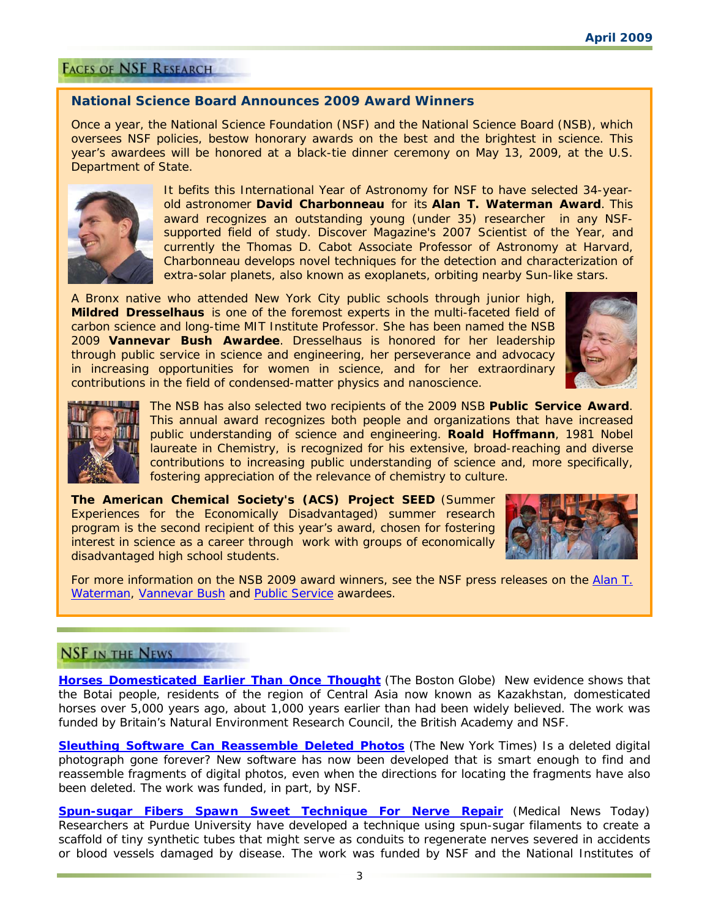## Faces of NSF Research

### National Science Board Announces 2009 Award Winners

Once a year, the National Science Foundation (NSF) and the National Science Board (NSB), which oversees NSF policies, bestow honorary awards on the best and the brightest in science. This year's awardees will be honored at a black-tie dinner ceremony on May 13, 2009, at the U.S. Department of State.

It befits this International Year of Astronomy for NSF to have selected 34-year-old astronomer **David Charbonneau** for its **Alan T. Waterman Award**. This award recognizes an outstanding young (under 35) researcher in any NSF-supported field of study. Discover Magazine's 2007 Scientist of the Year, and currently the Thomas D. Cabot Associate Professor of Astronomy at Harvard, Charbonneau develops novel techniques for the detection and characterization of extra-solar planets, also known as exoplanets, orbiting nearby Sun-like stars.

A Bronx native who attended New York City public schools through junior high, **Mildred Dresselhaus** is one of the foremost experts in the multi-faceted field of carbon science and long-time MIT Institute Professor. She has been named the NSB 2009 **Vannevar Bush Awardee**. Dresselhaus is honored for her leadership through public service in science and engineering, her perseverance and advocacy in increasing opportunities for women in science, and for her extraordinary contributions in the field of condensed-matter physics and nanoscience.

The NSB has also selected two recipients of the 2009 NSB **Public Service Award**. This annual award recognizes both people and organizations that have increased public understanding of science and engineering. **Roald Hoffmann**, 1981 Nobel laureate in Chemistry, is recognized for his extensive, broad-reaching and diverse contributions to increasing public understanding of science and, more specifically, fostering appreciation of the relevance of chemistry to culture.

**The American Chemical Society's (ACS) Project SEED** (Summer Experiences for the Economically Disadvantaged) summer research program is the second recipient of this year's award, chosen for fostering interest in science as a career through work with groups of economically disadvantaged high school students.

For more information on the NSB 2009 award winners, see the NSF press releases on the Alan T. Waterman, Vannevar Bush and Public Service awardees.

## NSF in the News

**Horses Domesticated Earlier Than Once Thought** (The Boston Globe) New evidence shows that the Botai people, residents of the region of Central Asia now known as Kazakhstan, domesticated horses over 5,000 years ago, about 1,000 years earlier than had been widely believed. The work was funded by Britain's Natural Environment Research Council, the British Academy and NSF.

**Sleuthing Software Can Reassemble Deleted Photos** (The New York Times) Is a deleted digital photograph gone forever? New software has now been developed that is smart enough to find and reassemble fragments of digital photos, even when the directions for locating the fragments have also been deleted. The work was funded, in part, by NSF.

**Spun-sugar Fibers Spawn Sweet Technique For Nerve Repair** (Medical News Today) Researchers at Purdue University have developed a technique using spun-sugar filaments to create a scaffold of tiny synthetic tubes that might serve as conduits to regenerate nerves severed in accidents or blood vessels damaged by disease. The work was funded by NSF and the National Institutes of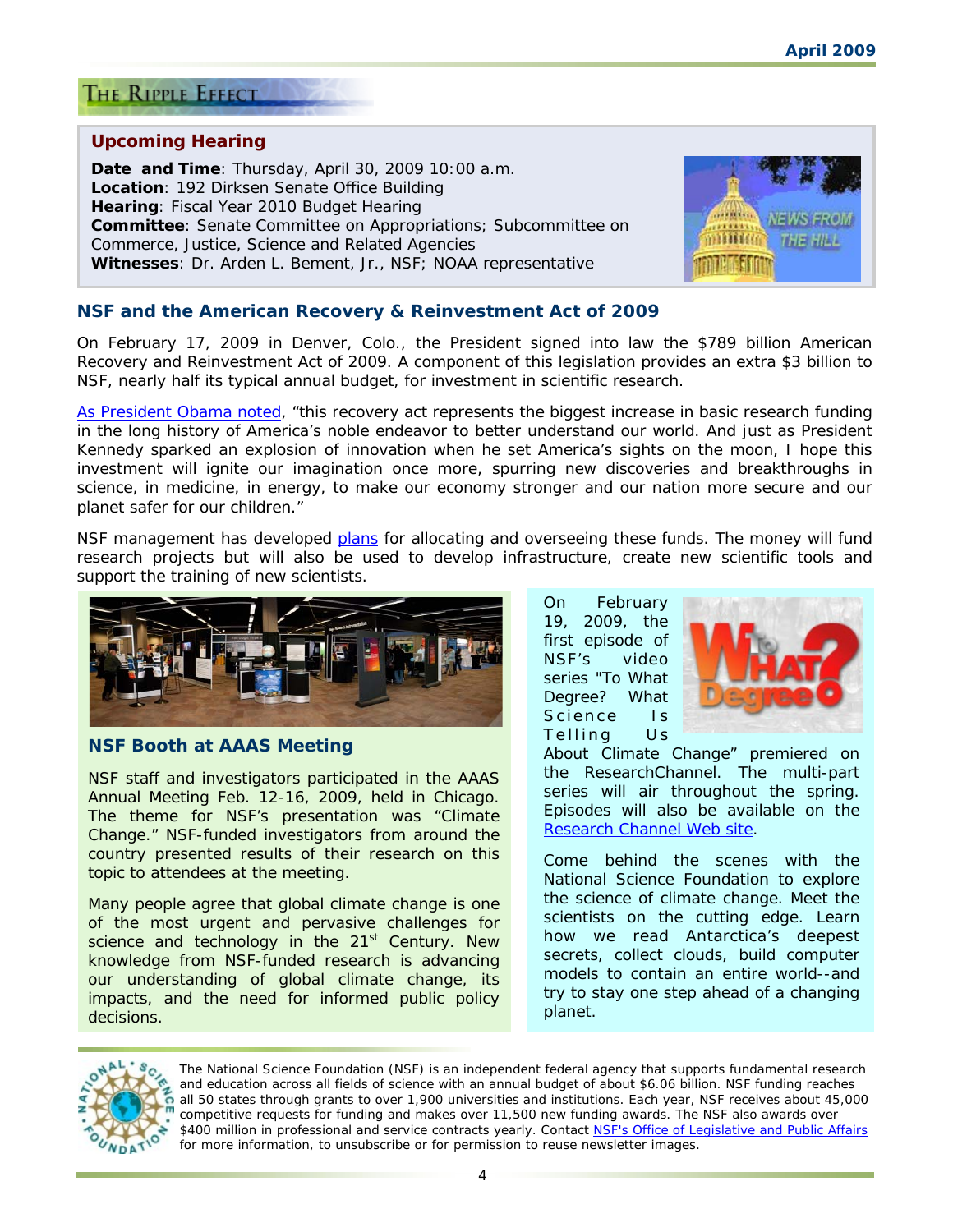## The Ripple Effect

### Upcoming Hearing

**Date and Time**: Thursday, April 30, 2009 10:00 a.m.
**Location**: 192 Dirksen Senate Office Building
**Hearing**: Fiscal Year 2010 Budget Hearing
**Committee**: Senate Committee on Appropriations; Subcommittee on Commerce, Justice, Science and Related Agencies
**Witnesses**: Dr. Arden L. Bement, Jr., NSF; NOAA representative

### NSF and the American Recovery & Reinvestment Act of 2009

On February 17, 2009 in Denver, Colo., the President signed into law the $789 billion American Recovery and Reinvestment Act of 2009. A component of this legislation provides an extra $3 billion to NSF, nearly half its typical annual budget, for investment in scientific research.

As President Obama noted, "this recovery act represents the biggest increase in basic research funding in the long history of America's noble endeavor to better understand our world. And just as President Kennedy sparked an explosion of innovation when he set America's sights on the moon, I hope this investment will ignite our imagination once more, spurring new discoveries and breakthroughs in science, in medicine, in energy, to make our economy stronger and our nation more secure and our planet safer for our children."

NSF management has developed plans for allocating and overseeing these funds. The money will fund research projects but will also be used to develop infrastructure, create new scientific tools and support the training of new scientists.

### NSF Booth at AAAS Meeting

NSF staff and investigators participated in the AAAS Annual Meeting Feb. 12-16, 2009, held in Chicago. The theme for NSF's presentation was "Climate Change." NSF-funded investigators from around the country presented results of their research on this topic to attendees at the meeting.

Many people agree that global climate change is one of the most urgent and pervasive challenges for science and technology in the 21st Century. New knowledge from NSF-funded research is advancing our understanding of global climate change, its impacts, and the need for informed public policy decisions.

On February 19, 2009, the first episode of NSF's video series "To What Degree? What Science Is Telling Us About Climate Change" premiered on the ResearchChannel. The multi-part series will air throughout the spring. Episodes will also be available on the Research Channel Web site.

Come behind the scenes with the National Science Foundation to explore the science of climate change. Meet the scientists on the cutting edge. Learn how we read Antarctica's deepest secrets, collect clouds, build computer models to contain an entire world--and try to stay one step ahead of a changing planet.

The National Science Foundation (NSF) is an independent federal agency that supports fundamental research and education across all fields of science with an annual budget of about $6.06 billion. NSF funding reaches all 50 states through grants to over 1,900 universities and institutions. Each year, NSF receives about 45,000 competitive requests for funding and makes over 11,500 new funding awards. The NSF also awards over $400 million in professional and service contracts yearly. Contact NSF's Office of Legislative and Public Affairs for more information, to unsubscribe or for permission to reuse newsletter images.